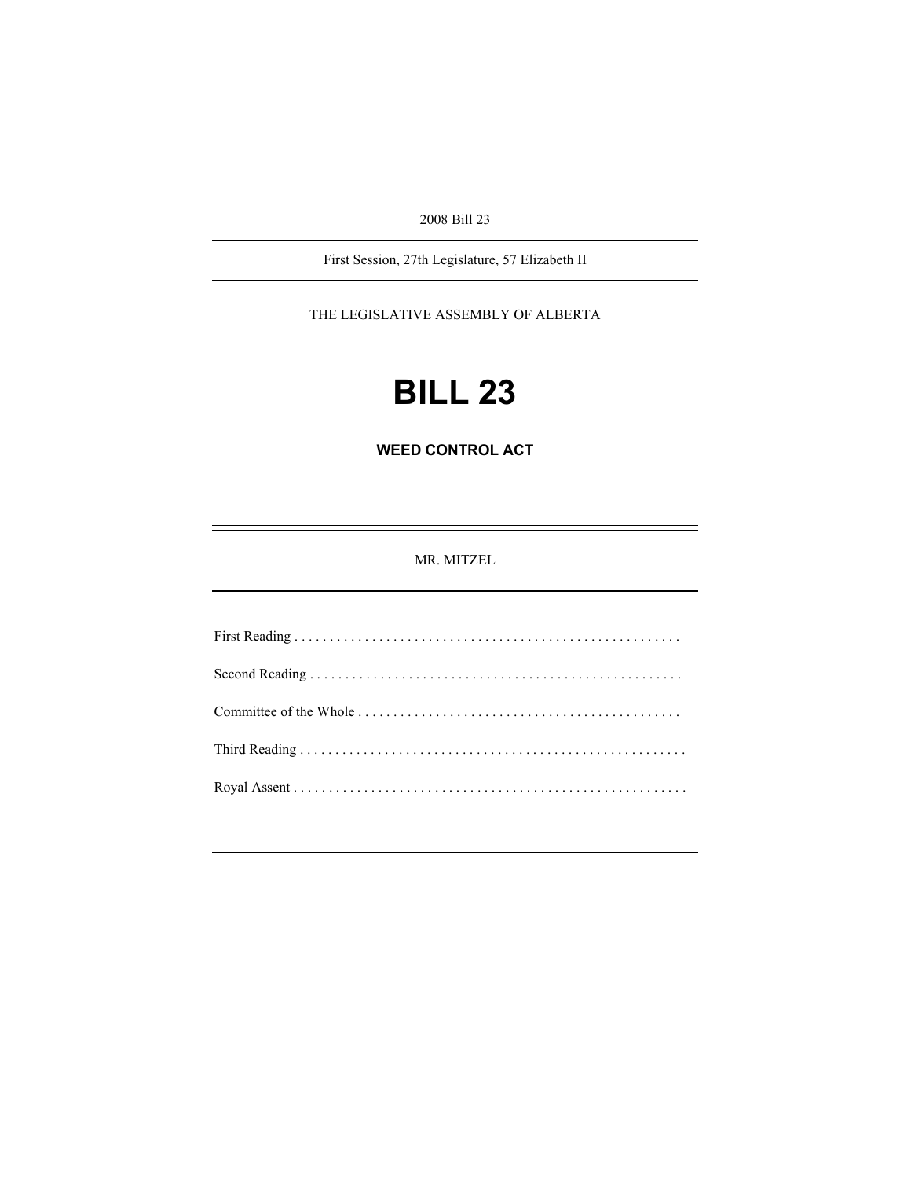2008 Bill 23

First Session, 27th Legislature, 57 Elizabeth II

THE LEGISLATIVE ASSEMBLY OF ALBERTA

# BILL 23

## WEED CONTROL ACT

MR. MITZEL

First Reading . . . . . . . . . . . . . . . . . . . . . . . . . . . . . . . . . . . . . . . . . . . . . . . . . . . . . .

Second Reading . . . . . . . . . . . . . . . . . . . . . . . . . . . . . . . . . . . . . . . . . . . . . . . . . . . .

Committee of the Whole . . . . . . . . . . . . . . . . . . . . . . . . . . . . . . . . . . . . . . . . . . . . .

Third Reading . . . . . . . . . . . . . . . . . . . . . . . . . . . . . . . . . . . . . . . . . . . . . . . . . . . . . .

Royal Assent . . . . . . . . . . . . . . . . . . . . . . . . . . . . . . . . . . . . . . . . . . . . . . . . . . . . . . .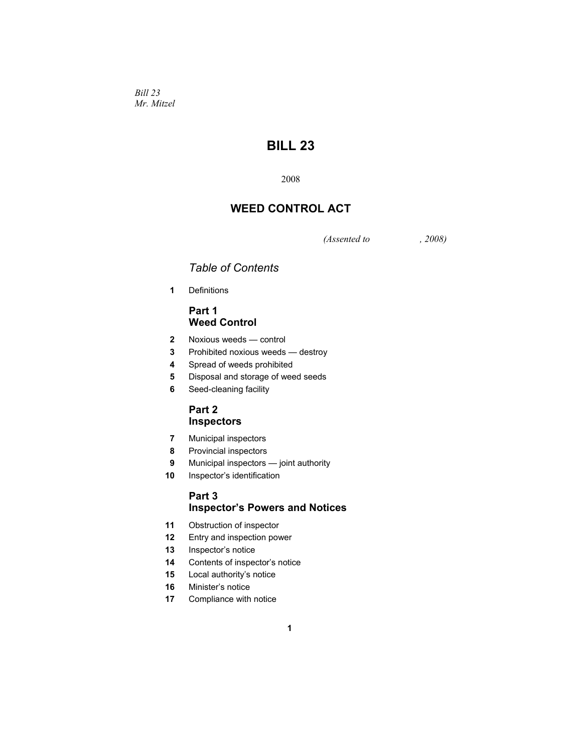*Bill 23*
*Mr. Mitzel*

# BILL 23

2008

## WEED CONTROL ACT

*(Assented to , 2008)*

### *Table of Contents*

**1** Definitions

#### Part 1
#### Weed Control

**2** Noxious weeds — control
**3** Prohibited noxious weeds — destroy
**4** Spread of weeds prohibited
**5** Disposal and storage of weed seeds
**6** Seed-cleaning facility

#### Part 2
#### Inspectors

**7** Municipal inspectors
**8** Provincial inspectors
**9** Municipal inspectors — joint authority
**10** Inspector's identification

#### Part 3
#### Inspector's Powers and Notices

**11** Obstruction of inspector
**12** Entry and inspection power
**13** Inspector's notice
**14** Contents of inspector's notice
**15** Local authority's notice
**16** Minister's notice
**17** Compliance with notice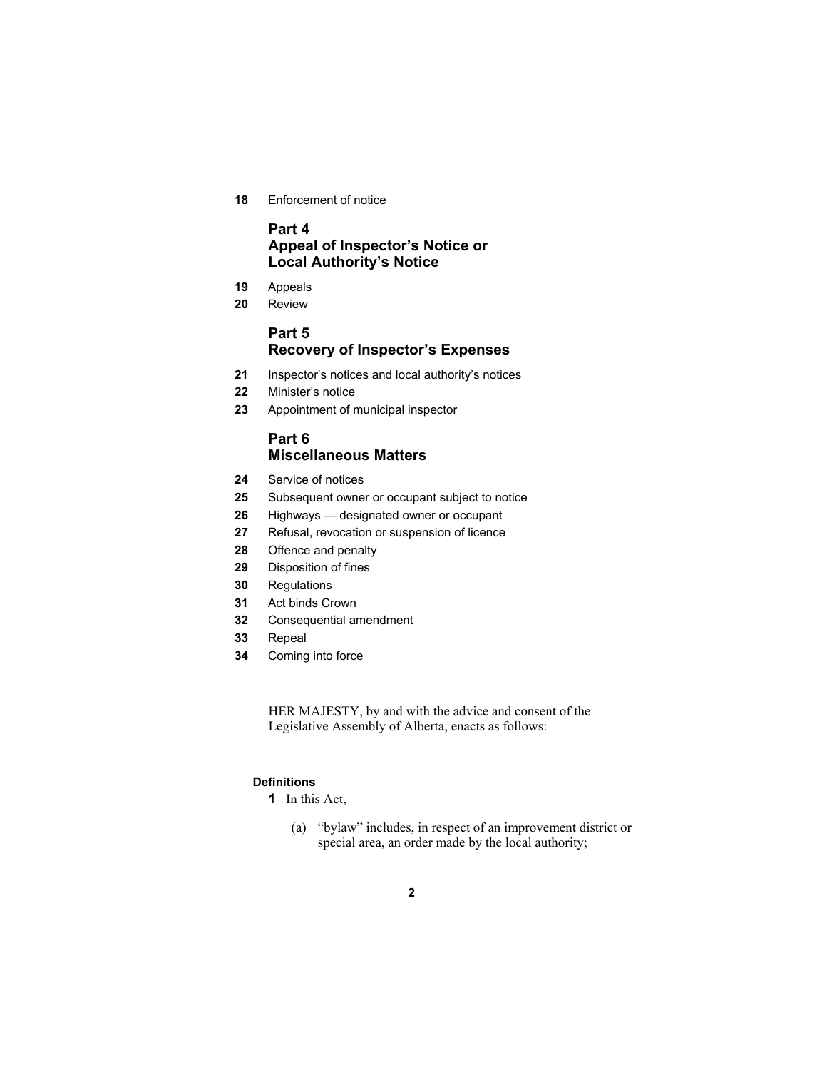**18** Enforcement of notice

### Part 4
### Appeal of Inspector's Notice or Local Authority's Notice

**19** Appeals

**20** Review

### Part 5
### Recovery of Inspector's Expenses

**21** Inspector's notices and local authority's notices

**22** Minister's notice

**23** Appointment of municipal inspector

### Part 6
### Miscellaneous Matters

**24** Service of notices

**25** Subsequent owner or occupant subject to notice

**26** Highways — designated owner or occupant

**27** Refusal, revocation or suspension of licence

**28** Offence and penalty

**29** Disposition of fines

**30** Regulations

**31** Act binds Crown

**32** Consequential amendment

**33** Repeal

**34** Coming into force

HER MAJESTY, by and with the advice and consent of the Legislative Assembly of Alberta, enacts as follows:

**Definitions**

**1** In this Act,

(a) "bylaw" includes, in respect of an improvement district or special area, an order made by the local authority;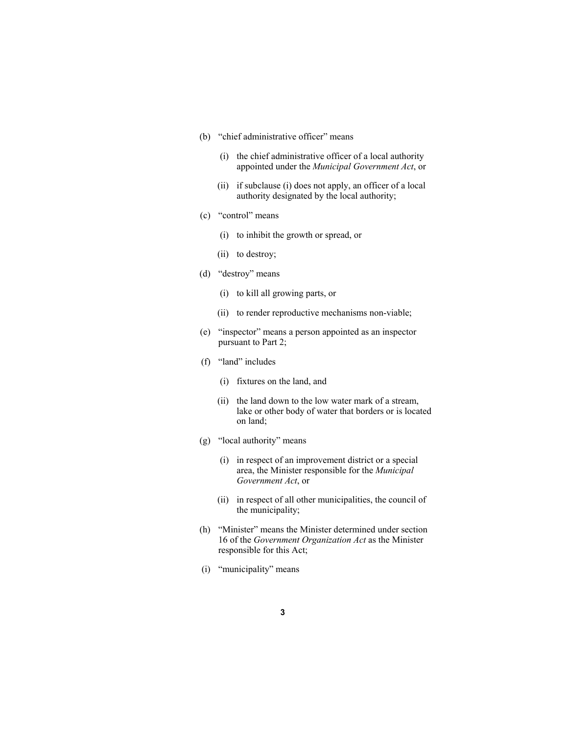(b) “chief administrative officer” means

(i) the chief administrative officer of a local authority appointed under the *Municipal Government Act*, or

(ii) if subclause (i) does not apply, an officer of a local authority designated by the local authority;

(c) “control” means

(i) to inhibit the growth or spread, or

(ii) to destroy;

(d) “destroy” means

(i) to kill all growing parts, or

(ii) to render reproductive mechanisms non-viable;

(e) “inspector” means a person appointed as an inspector pursuant to Part 2;

(f) “land” includes

(i) fixtures on the land, and

(ii) the land down to the low water mark of a stream, lake or other body of water that borders or is located on land;

(g) “local authority” means

(i) in respect of an improvement district or a special area, the Minister responsible for the *Municipal Government Act*, or

(ii) in respect of all other municipalities, the council of the municipality;

(h) “Minister” means the Minister determined under section 16 of the *Government Organization Act* as the Minister responsible for this Act;

(i) “municipality” means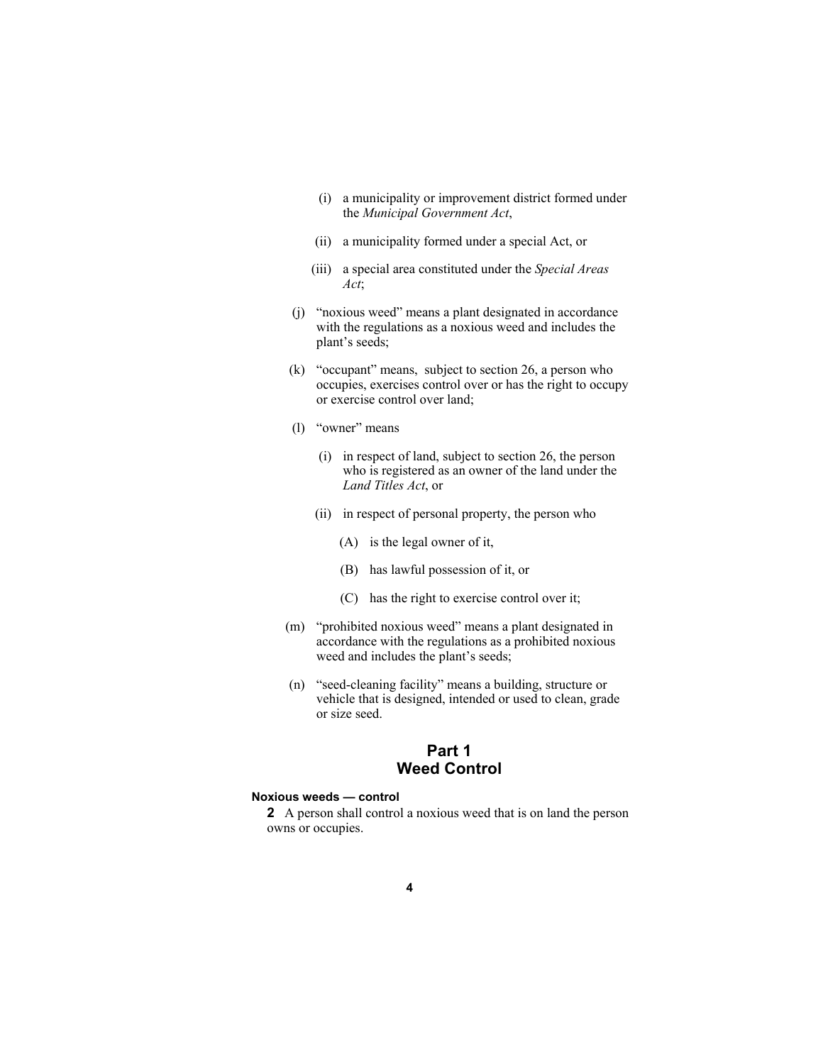(i) a municipality or improvement district formed under the *Municipal Government Act*,

(ii) a municipality formed under a special Act, or

(iii) a special area constituted under the *Special Areas Act*;

(j) "noxious weed" means a plant designated in accordance with the regulations as a noxious weed and includes the plant's seeds;

(k) "occupant" means, subject to section 26, a person who occupies, exercises control over or has the right to occupy or exercise control over land;

(l) "owner" means

(i) in respect of land, subject to section 26, the person who is registered as an owner of the land under the *Land Titles Act*, or

(ii) in respect of personal property, the person who

(A) is the legal owner of it,

(B) has lawful possession of it, or

(C) has the right to exercise control over it;

(m) "prohibited noxious weed" means a plant designated in accordance with the regulations as a prohibited noxious weed and includes the plant's seeds;

(n) "seed-cleaning facility" means a building, structure or vehicle that is designed, intended or used to clean, grade or size seed.

## Part 1
## Weed Control

#### Noxious weeds — control

**2** A person shall control a noxious weed that is on land the person owns or occupies.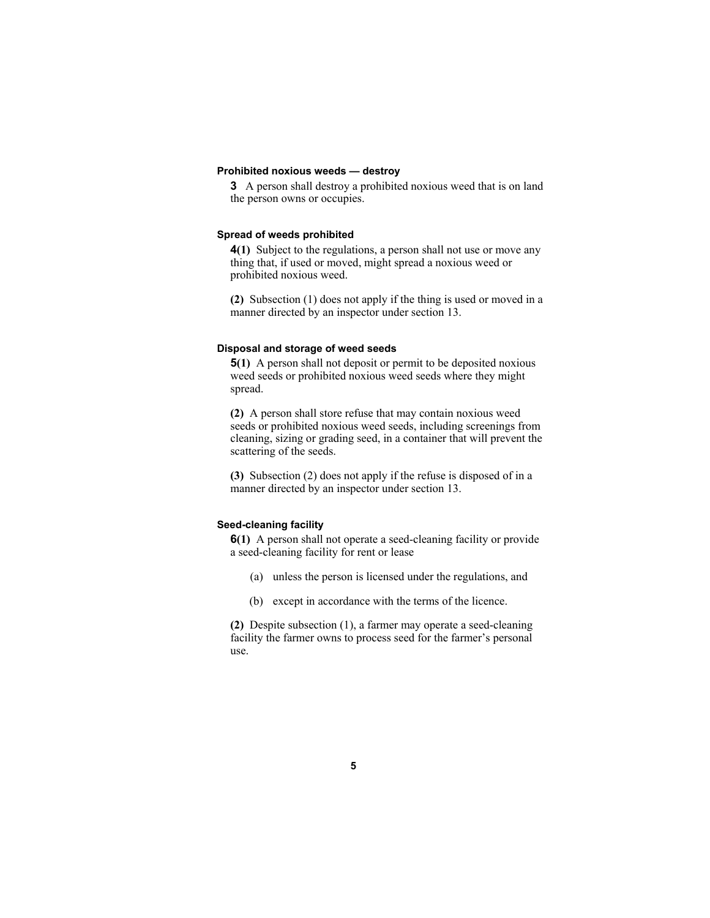#### Prohibited noxious weeds — destroy

**3** A person shall destroy a prohibited noxious weed that is on land the person owns or occupies.

#### Spread of weeds prohibited

**4(1)** Subject to the regulations, a person shall not use or move any thing that, if used or moved, might spread a noxious weed or prohibited noxious weed.

**(2)** Subsection (1) does not apply if the thing is used or moved in a manner directed by an inspector under section 13.

#### Disposal and storage of weed seeds

**5(1)** A person shall not deposit or permit to be deposited noxious weed seeds or prohibited noxious weed seeds where they might spread.

**(2)** A person shall store refuse that may contain noxious weed seeds or prohibited noxious weed seeds, including screenings from cleaning, sizing or grading seed, in a container that will prevent the scattering of the seeds.

**(3)** Subsection (2) does not apply if the refuse is disposed of in a manner directed by an inspector under section 13.

#### Seed-cleaning facility

**6(1)** A person shall not operate a seed-cleaning facility or provide a seed-cleaning facility for rent or lease

(a) unless the person is licensed under the regulations, and

(b) except in accordance with the terms of the licence.

**(2)** Despite subsection (1), a farmer may operate a seed-cleaning facility the farmer owns to process seed for the farmer's personal use.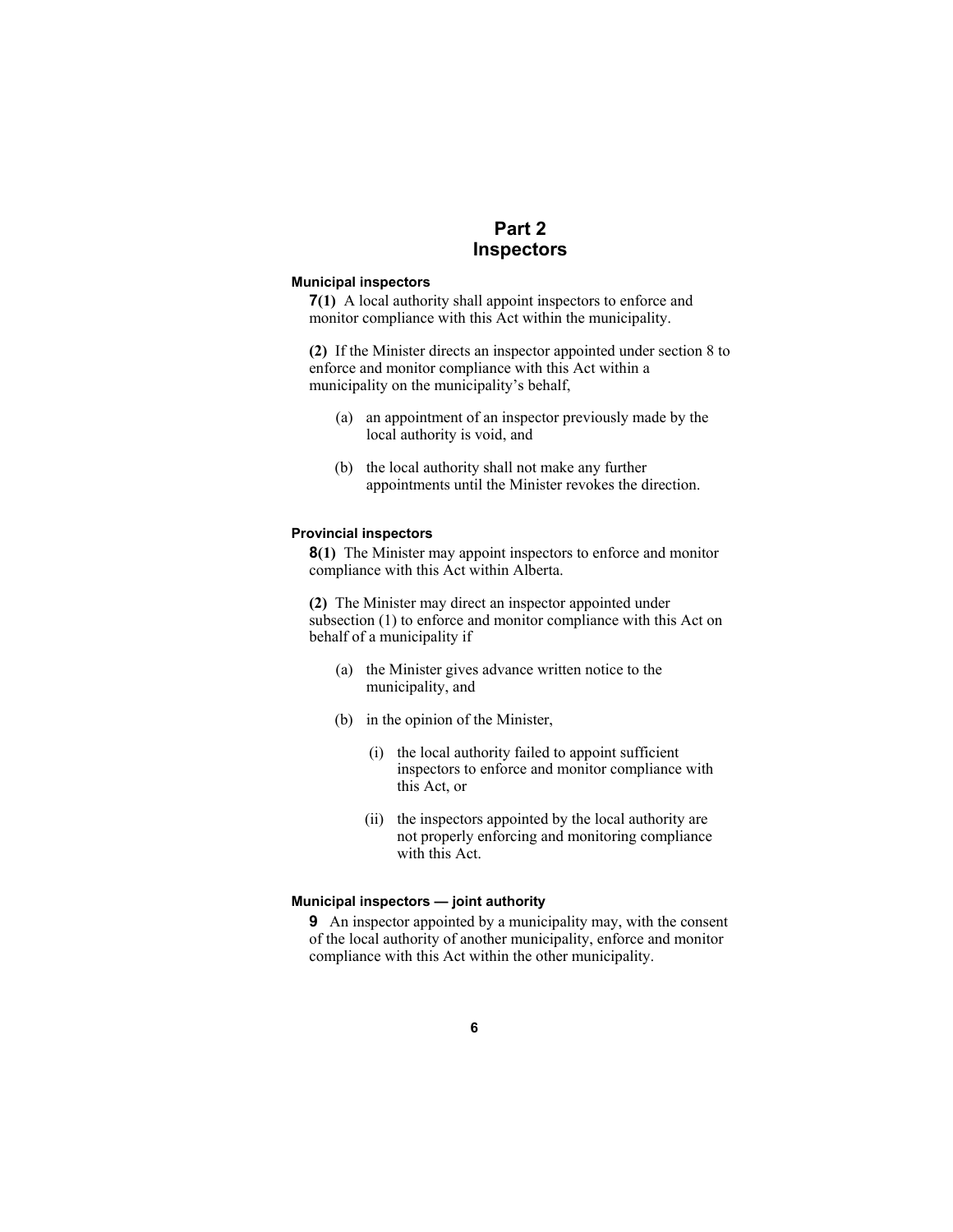# Part 2
# Inspectors

#### Municipal inspectors

**7(1)** A local authority shall appoint inspectors to enforce and monitor compliance with this Act within the municipality.

**(2)** If the Minister directs an inspector appointed under section 8 to enforce and monitor compliance with this Act within a municipality on the municipality's behalf,

- (a) an appointment of an inspector previously made by the local authority is void, and
- (b) the local authority shall not make any further appointments until the Minister revokes the direction.

#### Provincial inspectors

**8(1)** The Minister may appoint inspectors to enforce and monitor compliance with this Act within Alberta.

**(2)** The Minister may direct an inspector appointed under subsection (1) to enforce and monitor compliance with this Act on behalf of a municipality if

- (a) the Minister gives advance written notice to the municipality, and
- (b) in the opinion of the Minister,
  - (i) the local authority failed to appoint sufficient inspectors to enforce and monitor compliance with this Act, or
  - (ii) the inspectors appointed by the local authority are not properly enforcing and monitoring compliance with this Act.

#### Municipal inspectors — joint authority

**9** An inspector appointed by a municipality may, with the consent of the local authority of another municipality, enforce and monitor compliance with this Act within the other municipality.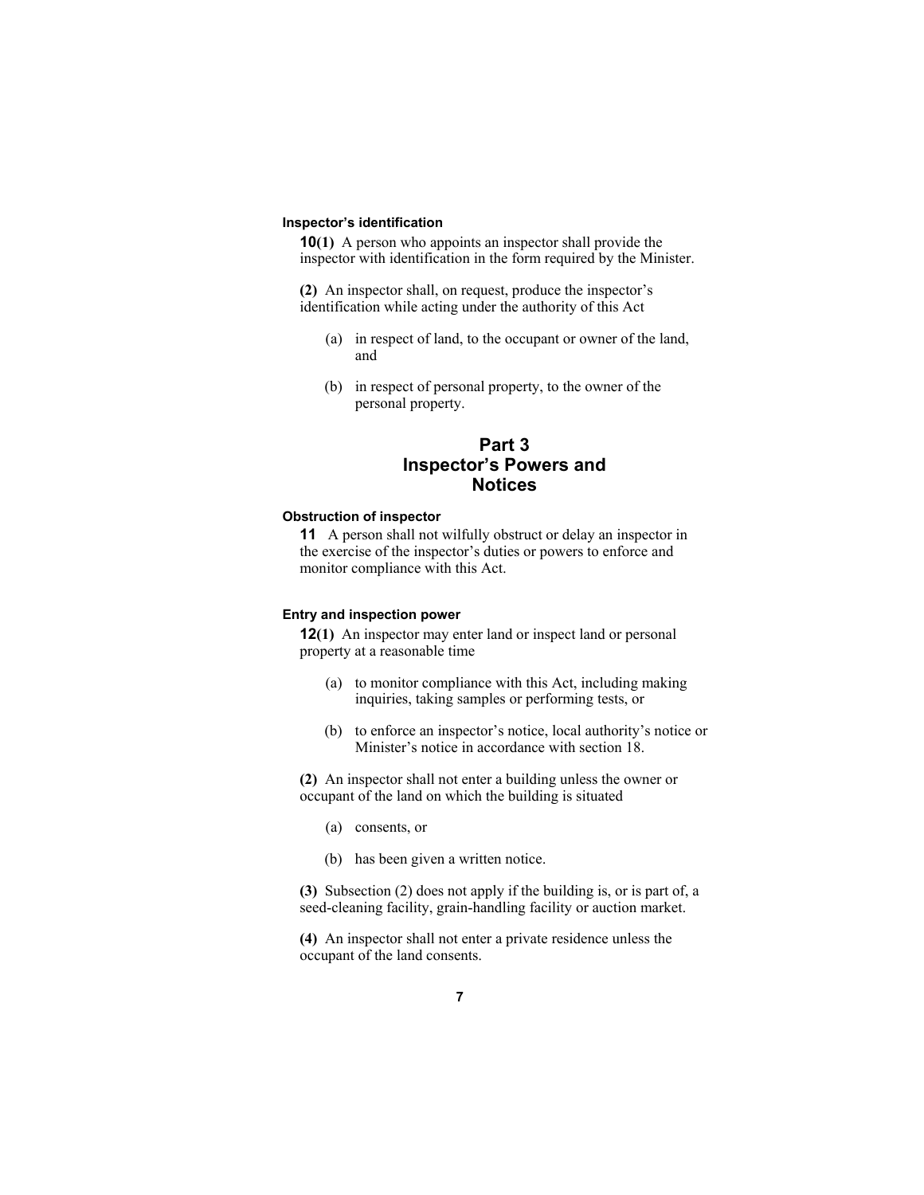#### Inspector's identification

**10(1)** A person who appoints an inspector shall provide the inspector with identification in the form required by the Minister.

**(2)** An inspector shall, on request, produce the inspector's identification while acting under the authority of this Act

(a) in respect of land, to the occupant or owner of the land, and

(b) in respect of personal property, to the owner of the personal property.

## Part 3
## Inspector's Powers and Notices

#### Obstruction of inspector

**11** A person shall not wilfully obstruct or delay an inspector in the exercise of the inspector's duties or powers to enforce and monitor compliance with this Act.

#### Entry and inspection power

**12(1)** An inspector may enter land or inspect land or personal property at a reasonable time

(a) to monitor compliance with this Act, including making inquiries, taking samples or performing tests, or

(b) to enforce an inspector's notice, local authority's notice or Minister's notice in accordance with section 18.

**(2)** An inspector shall not enter a building unless the owner or occupant of the land on which the building is situated

(a) consents, or

(b) has been given a written notice.

**(3)** Subsection (2) does not apply if the building is, or is part of, a seed-cleaning facility, grain-handling facility or auction market.

**(4)** An inspector shall not enter a private residence unless the occupant of the land consents.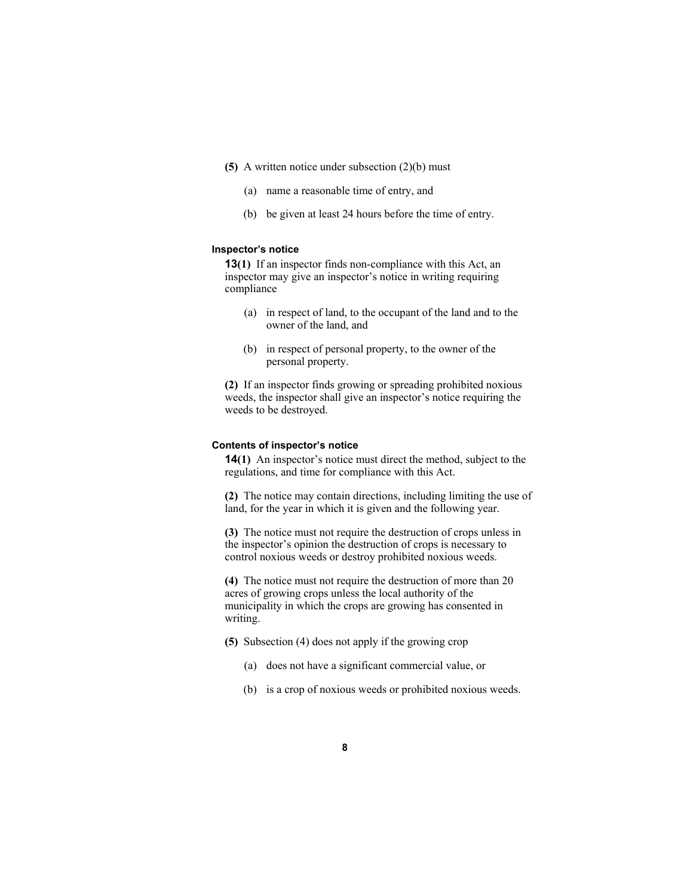**(5)** A written notice under subsection (2)(b) must

(a) name a reasonable time of entry, and

(b) be given at least 24 hours before the time of entry.

#### Inspector's notice

**13(1)** If an inspector finds non-compliance with this Act, an inspector may give an inspector's notice in writing requiring compliance

(a) in respect of land, to the occupant of the land and to the owner of the land, and

(b) in respect of personal property, to the owner of the personal property.

**(2)** If an inspector finds growing or spreading prohibited noxious weeds, the inspector shall give an inspector's notice requiring the weeds to be destroyed.

#### Contents of inspector's notice

**14(1)** An inspector's notice must direct the method, subject to the regulations, and time for compliance with this Act.

**(2)** The notice may contain directions, including limiting the use of land, for the year in which it is given and the following year.

**(3)** The notice must not require the destruction of crops unless in the inspector's opinion the destruction of crops is necessary to control noxious weeds or destroy prohibited noxious weeds.

**(4)** The notice must not require the destruction of more than 20 acres of growing crops unless the local authority of the municipality in which the crops are growing has consented in writing.

**(5)** Subsection (4) does not apply if the growing crop

(a) does not have a significant commercial value, or

(b) is a crop of noxious weeds or prohibited noxious weeds.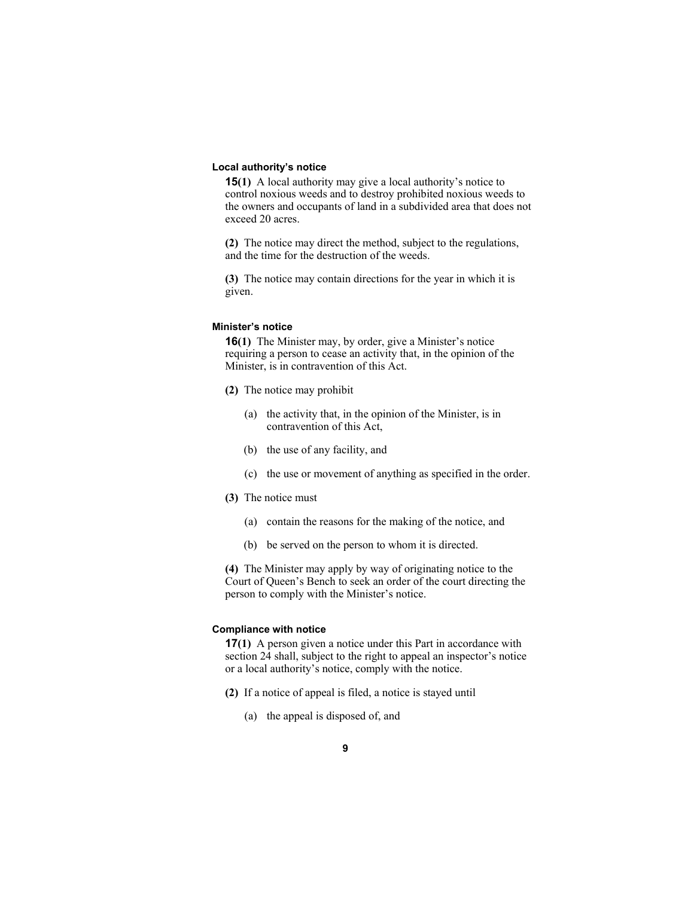#### Local authority's notice

**15(1)** A local authority may give a local authority's notice to control noxious weeds and to destroy prohibited noxious weeds to the owners and occupants of land in a subdivided area that does not exceed 20 acres.

**(2)** The notice may direct the method, subject to the regulations, and the time for the destruction of the weeds.

**(3)** The notice may contain directions for the year in which it is given.

#### Minister's notice

**16(1)** The Minister may, by order, give a Minister's notice requiring a person to cease an activity that, in the opinion of the Minister, is in contravention of this Act.

**(2)** The notice may prohibit

(a) the activity that, in the opinion of the Minister, is in contravention of this Act,

(b) the use of any facility, and

(c) the use or movement of anything as specified in the order.

**(3)** The notice must

(a) contain the reasons for the making of the notice, and

(b) be served on the person to whom it is directed.

**(4)** The Minister may apply by way of originating notice to the Court of Queen's Bench to seek an order of the court directing the person to comply with the Minister's notice.

#### Compliance with notice

**17(1)** A person given a notice under this Part in accordance with section 24 shall, subject to the right to appeal an inspector's notice or a local authority's notice, comply with the notice.

**(2)** If a notice of appeal is filed, a notice is stayed until

(a) the appeal is disposed of, and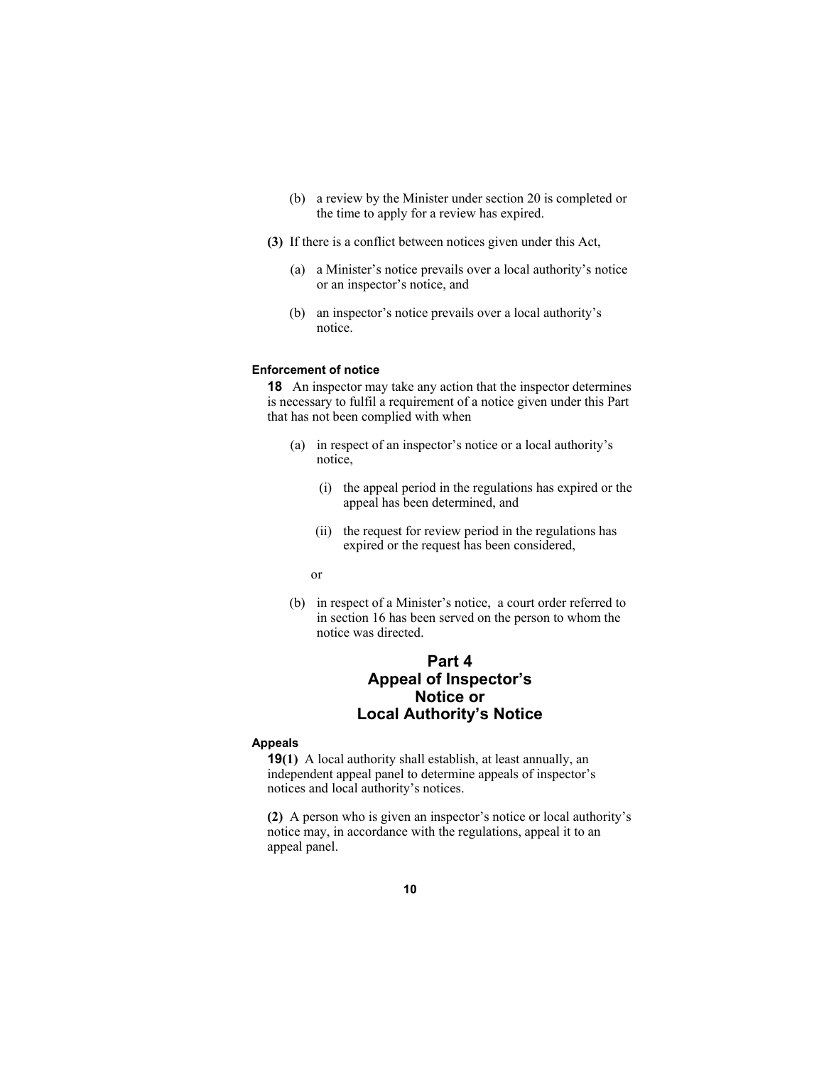(b) a review by the Minister under section 20 is completed or the time to apply for a review has expired.

**(3)** If there is a conflict between notices given under this Act,

(a) a Minister's notice prevails over a local authority's notice or an inspector's notice, and

(b) an inspector's notice prevails over a local authority's notice.

**Enforcement of notice**

**18** An inspector may take any action that the inspector determines is necessary to fulfil a requirement of a notice given under this Part that has not been complied with when

(a) in respect of an inspector's notice or a local authority's notice,

(i) the appeal period in the regulations has expired or the appeal has been determined, and

(ii) the request for review period in the regulations has expired or the request has been considered,

or

(b) in respect of a Minister's notice, a court order referred to in section 16 has been served on the person to whom the notice was directed.

## Part 4 Appeal of Inspector's Notice or Local Authority's Notice

**Appeals**

**19(1)** A local authority shall establish, at least annually, an independent appeal panel to determine appeals of inspector's notices and local authority's notices.

**(2)** A person who is given an inspector's notice or local authority's notice may, in accordance with the regulations, appeal it to an appeal panel.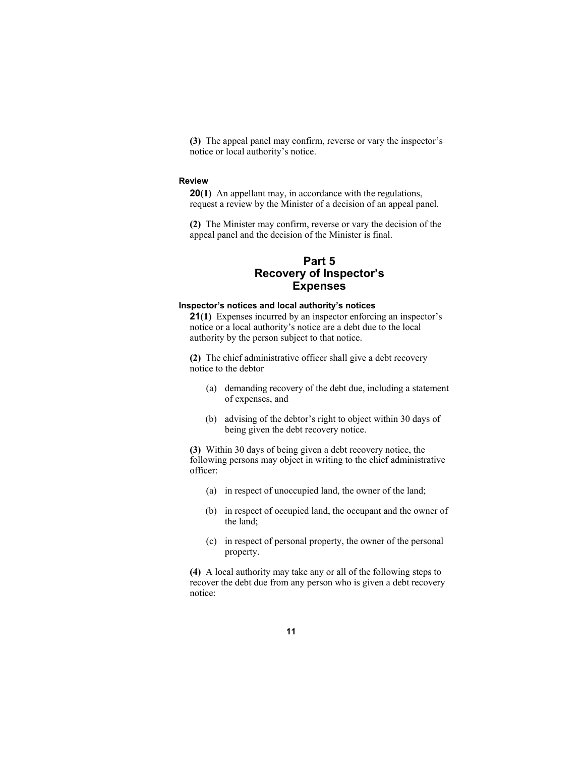**(3)** The appeal panel may confirm, reverse or vary the inspector's notice or local authority's notice.

#### Review

**20(1)** An appellant may, in accordance with the regulations, request a review by the Minister of a decision of an appeal panel.

**(2)** The Minister may confirm, reverse or vary the decision of the appeal panel and the decision of the Minister is final.

## Part 5
## Recovery of Inspector's Expenses

#### Inspector's notices and local authority's notices

**21(1)** Expenses incurred by an inspector enforcing an inspector's notice or a local authority's notice are a debt due to the local authority by the person subject to that notice.

**(2)** The chief administrative officer shall give a debt recovery notice to the debtor

(a) demanding recovery of the debt due, including a statement of expenses, and

(b) advising of the debtor's right to object within 30 days of being given the debt recovery notice.

**(3)** Within 30 days of being given a debt recovery notice, the following persons may object in writing to the chief administrative officer:

(a) in respect of unoccupied land, the owner of the land;

(b) in respect of occupied land, the occupant and the owner of the land;

(c) in respect of personal property, the owner of the personal property.

**(4)** A local authority may take any or all of the following steps to recover the debt due from any person who is given a debt recovery notice: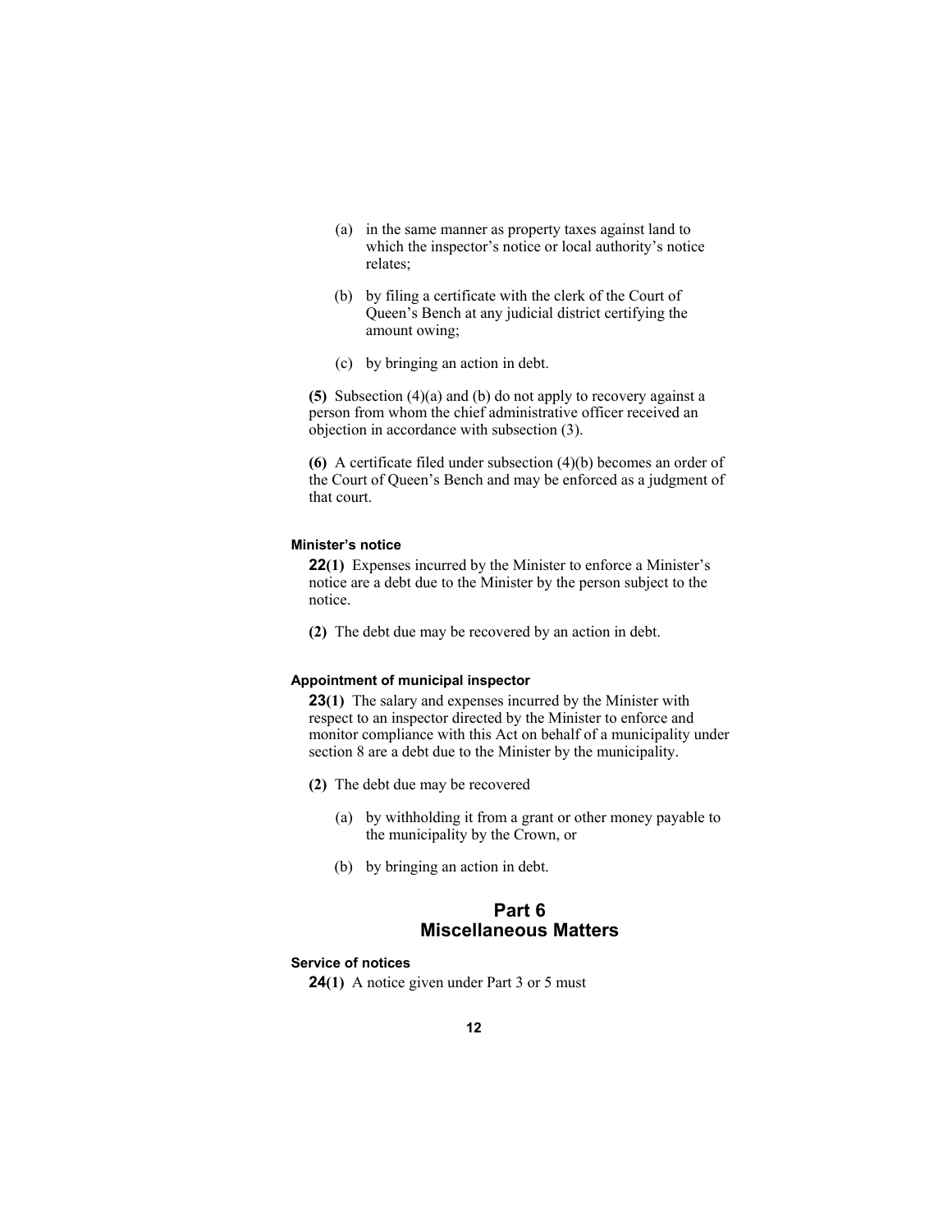(a) in the same manner as property taxes against land to which the inspector's notice or local authority's notice relates;

(b) by filing a certificate with the clerk of the Court of Queen's Bench at any judicial district certifying the amount owing;

(c) by bringing an action in debt.

**(5)** Subsection (4)(a) and (b) do not apply to recovery against a person from whom the chief administrative officer received an objection in accordance with subsection (3).

**(6)** A certificate filed under subsection (4)(b) becomes an order of the Court of Queen's Bench and may be enforced as a judgment of that court.

#### Minister's notice

**22(1)** Expenses incurred by the Minister to enforce a Minister's notice are a debt due to the Minister by the person subject to the notice.

**(2)** The debt due may be recovered by an action in debt.

#### Appointment of municipal inspector

**23(1)** The salary and expenses incurred by the Minister with respect to an inspector directed by the Minister to enforce and monitor compliance with this Act on behalf of a municipality under section 8 are a debt due to the Minister by the municipality.

**(2)** The debt due may be recovered

(a) by withholding it from a grant or other money payable to the municipality by the Crown, or

(b) by bringing an action in debt.

## Part 6
## Miscellaneous Matters

#### Service of notices

**24(1)** A notice given under Part 3 or 5 must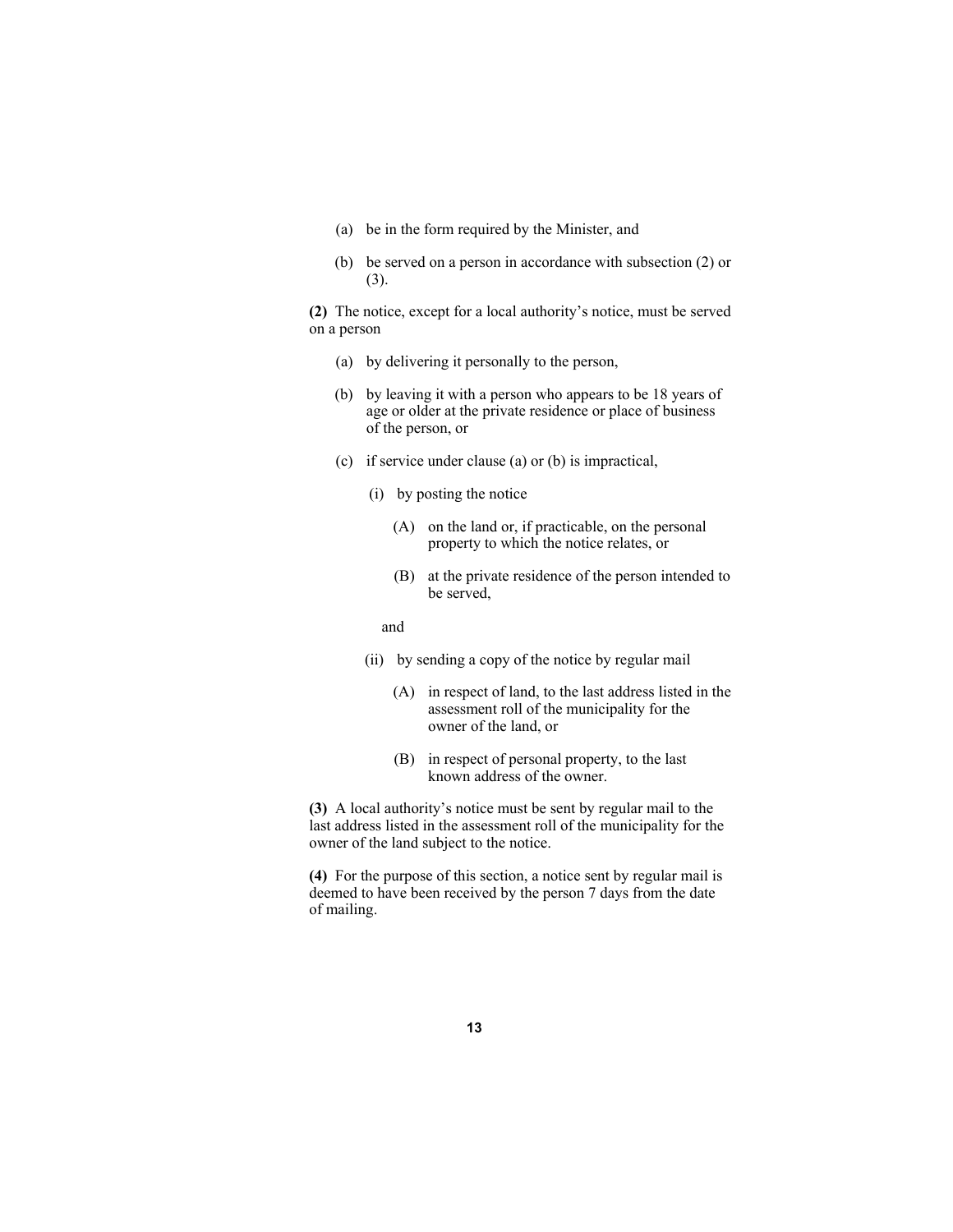(a) be in the form required by the Minister, and

(b) be served on a person in accordance with subsection (2) or (3).

**(2)** The notice, except for a local authority's notice, must be served on a person

(a) by delivering it personally to the person,

(b) by leaving it with a person who appears to be 18 years of age or older at the private residence or place of business of the person, or

(c) if service under clause (a) or (b) is impractical,

(i) by posting the notice

(A) on the land or, if practicable, on the personal property to which the notice relates, or

(B) at the private residence of the person intended to be served,

and

(ii) by sending a copy of the notice by regular mail

(A) in respect of land, to the last address listed in the assessment roll of the municipality for the owner of the land, or

(B) in respect of personal property, to the last known address of the owner.

**(3)** A local authority's notice must be sent by regular mail to the last address listed in the assessment roll of the municipality for the owner of the land subject to the notice.

**(4)** For the purpose of this section, a notice sent by regular mail is deemed to have been received by the person 7 days from the date of mailing.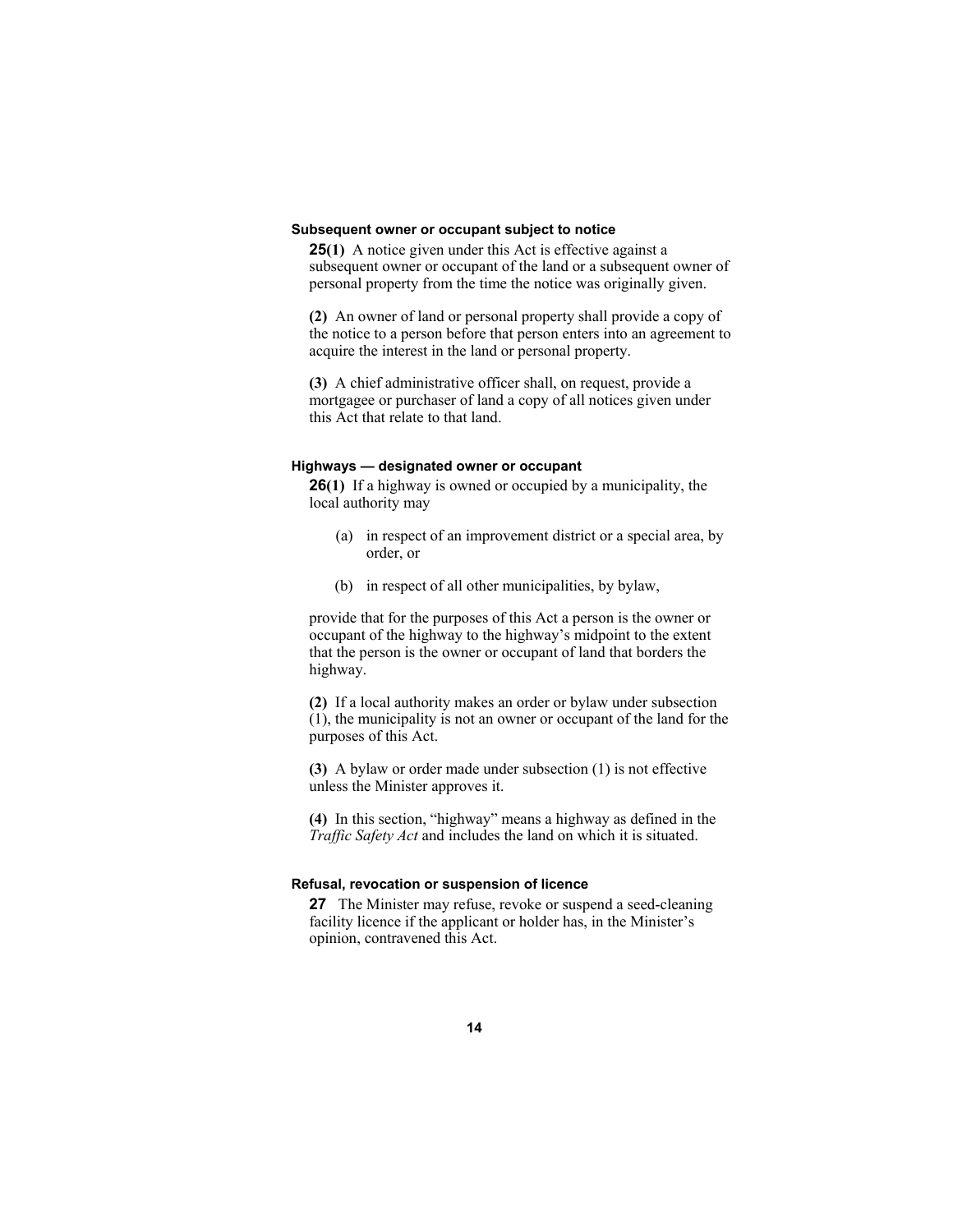### Subsequent owner or occupant subject to notice

**25(1)** A notice given under this Act is effective against a subsequent owner or occupant of the land or a subsequent owner of personal property from the time the notice was originally given.

**(2)** An owner of land or personal property shall provide a copy of the notice to a person before that person enters into an agreement to acquire the interest in the land or personal property.

**(3)** A chief administrative officer shall, on request, provide a mortgagee or purchaser of land a copy of all notices given under this Act that relate to that land.

### Highways — designated owner or occupant

**26(1)** If a highway is owned or occupied by a municipality, the local authority may

(a) in respect of an improvement district or a special area, by order, or

(b) in respect of all other municipalities, by bylaw,

provide that for the purposes of this Act a person is the owner or occupant of the highway to the highway's midpoint to the extent that the person is the owner or occupant of land that borders the highway.

**(2)** If a local authority makes an order or bylaw under subsection (1), the municipality is not an owner or occupant of the land for the purposes of this Act.

**(3)** A bylaw or order made under subsection (1) is not effective unless the Minister approves it.

**(4)** In this section, "highway" means a highway as defined in the *Traffic Safety Act* and includes the land on which it is situated.

### Refusal, revocation or suspension of licence

**27** The Minister may refuse, revoke or suspend a seed-cleaning facility licence if the applicant or holder has, in the Minister's opinion, contravened this Act.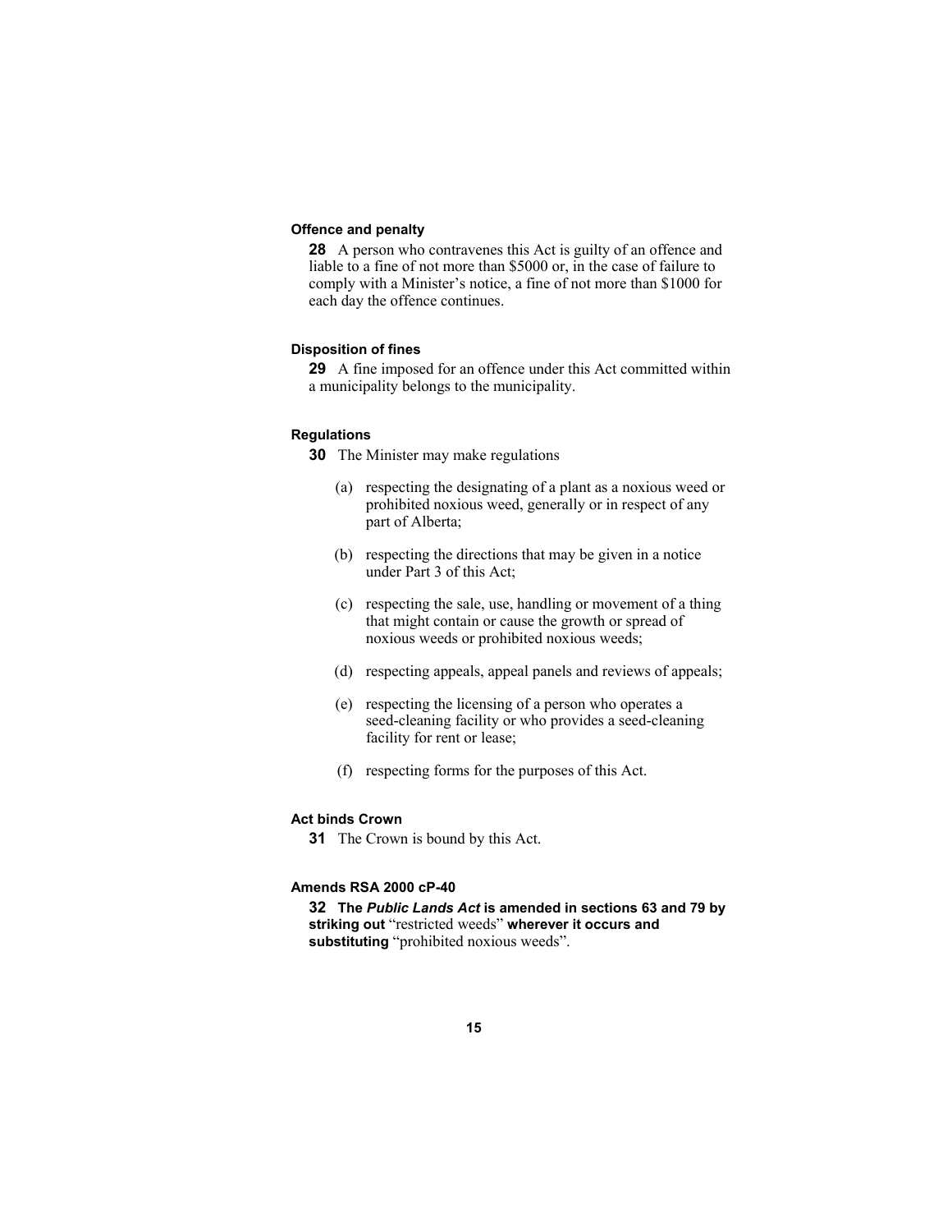**Offence and penalty**

**28** A person who contravenes this Act is guilty of an offence and liable to a fine of not more than $5000 or, in the case of failure to comply with a Minister's notice, a fine of not more than $1000 for each day the offence continues.

**Disposition of fines**

**29** A fine imposed for an offence under this Act committed within a municipality belongs to the municipality.

**Regulations**

**30** The Minister may make regulations

(a) respecting the designating of a plant as a noxious weed or prohibited noxious weed, generally or in respect of any part of Alberta;

(b) respecting the directions that may be given in a notice under Part 3 of this Act;

(c) respecting the sale, use, handling or movement of a thing that might contain or cause the growth or spread of noxious weeds or prohibited noxious weeds;

(d) respecting appeals, appeal panels and reviews of appeals;

(e) respecting the licensing of a person who operates a seed-cleaning facility or who provides a seed-cleaning facility for rent or lease;

(f) respecting forms for the purposes of this Act.

**Act binds Crown**

**31** The Crown is bound by this Act.

**Amends RSA 2000 cP-40**

**32 The *Public Lands Act* is amended in sections 63 and 79 by striking out** "restricted weeds" **wherever it occurs and substituting** "prohibited noxious weeds".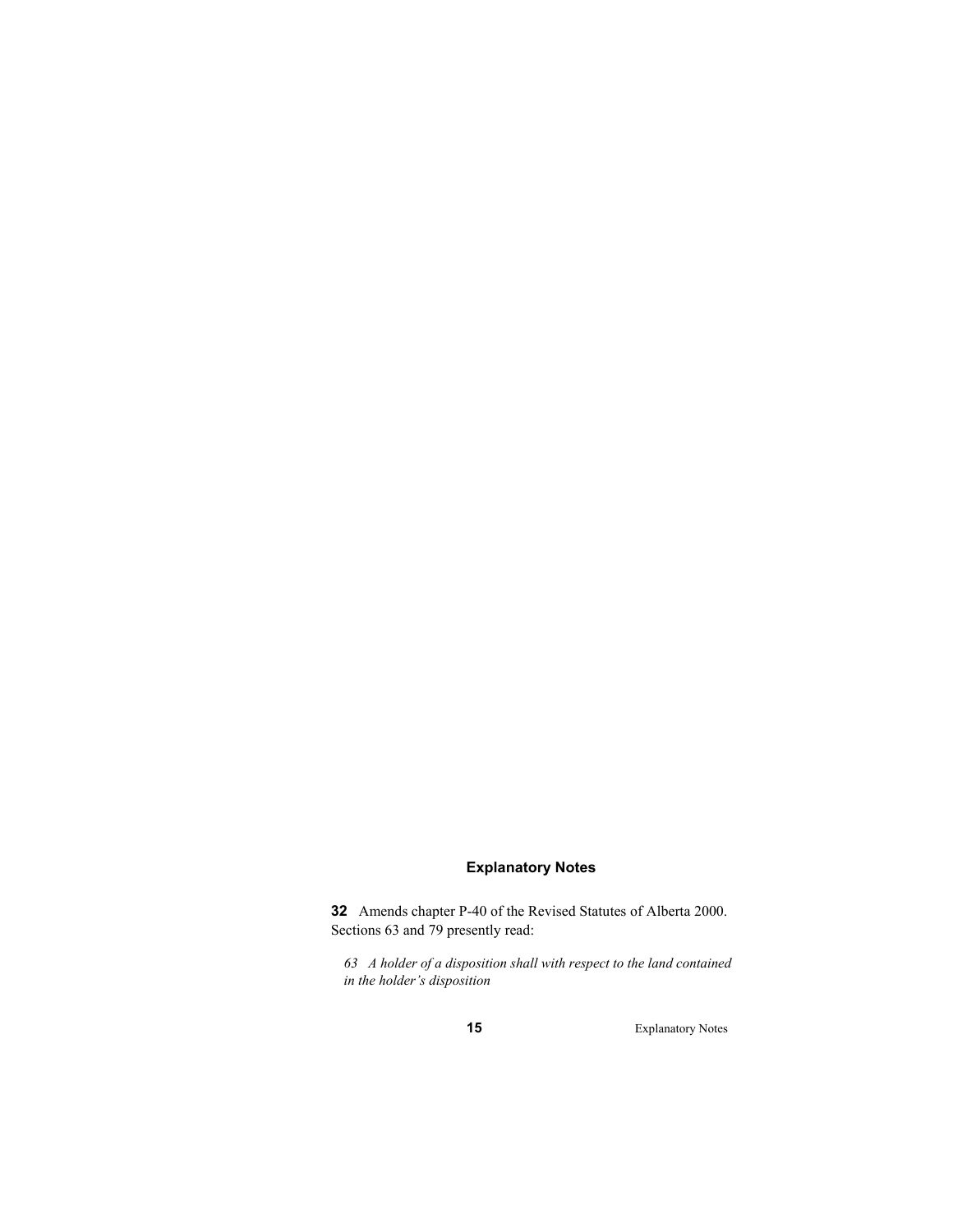## Explanatory Notes

**32** Amends chapter P-40 of the Revised Statutes of Alberta 2000. Sections 63 and 79 presently read:

*63 A holder of a disposition shall with respect to the land contained in the holder's disposition*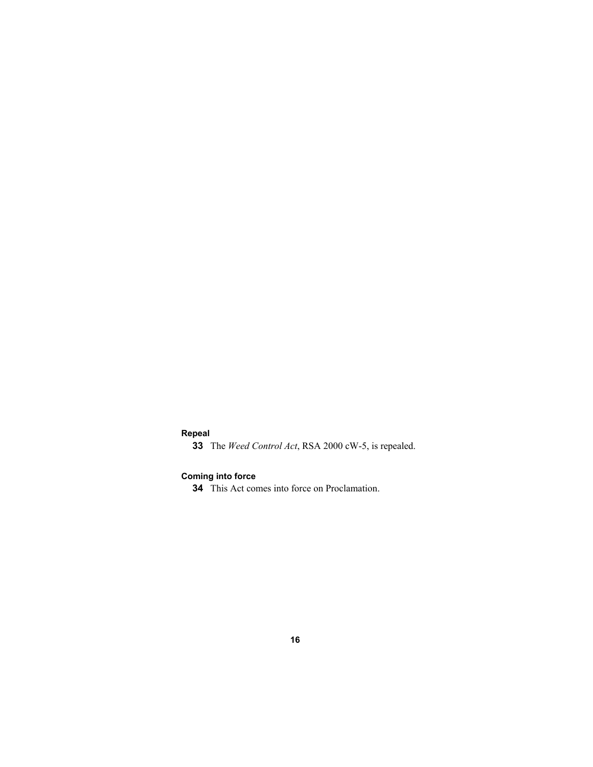**Repeal**

**33** The *Weed Control Act*, RSA 2000 cW-5, is repealed.

**Coming into force**

**34** This Act comes into force on Proclamation.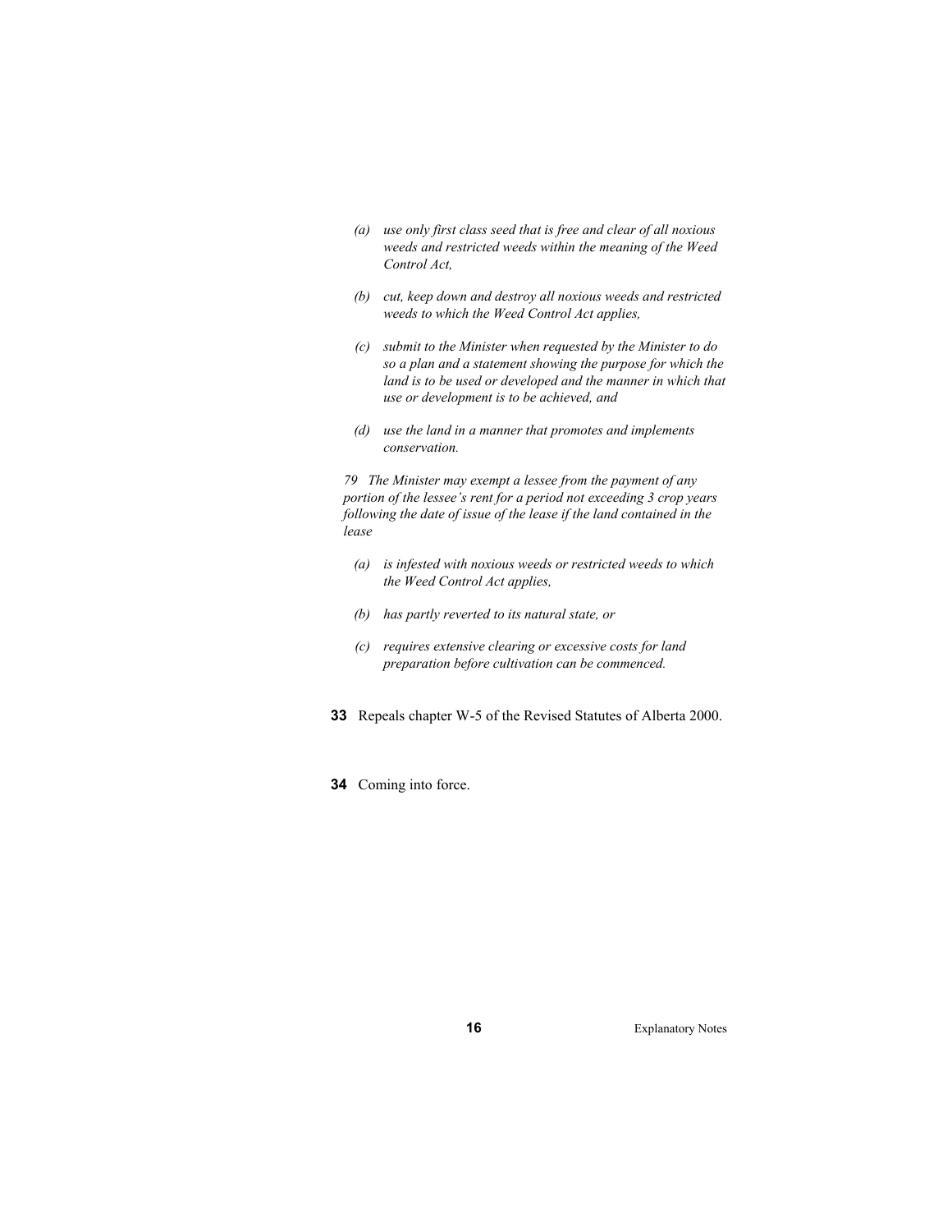*(a) use only first class seed that is free and clear of all noxious weeds and restricted weeds within the meaning of the Weed Control Act,*

*(b) cut, keep down and destroy all noxious weeds and restricted weeds to which the Weed Control Act applies,*

*(c) submit to the Minister when requested by the Minister to do so a plan and a statement showing the purpose for which the land is to be used or developed and the manner in which that use or development is to be achieved, and*

*(d) use the land in a manner that promotes and implements conservation.*

*79 The Minister may exempt a lessee from the payment of any portion of the lessee's rent for a period not exceeding 3 crop years following the date of issue of the lease if the land contained in the lease*

*(a) is infested with noxious weeds or restricted weeds to which the Weed Control Act applies,*

*(b) has partly reverted to its natural state, or*

*(c) requires extensive clearing or excessive costs for land preparation before cultivation can be commenced.*

**33** Repeals chapter W-5 of the Revised Statutes of Alberta 2000.

**34** Coming into force.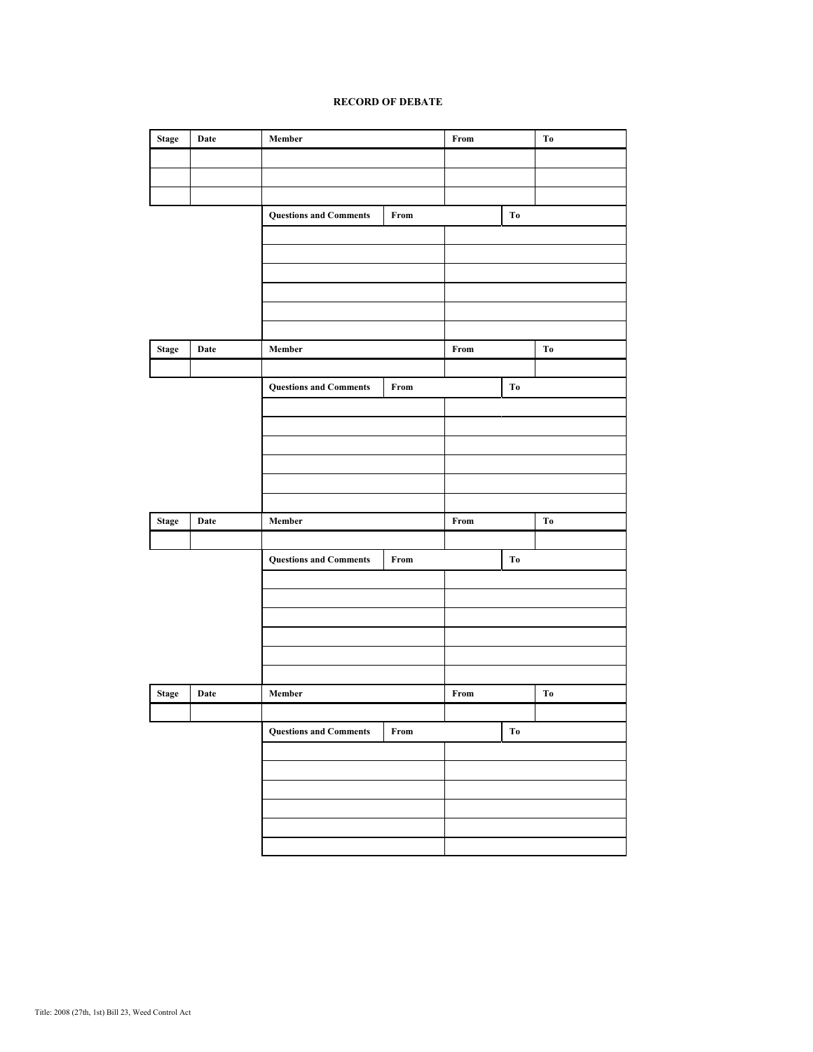**RECORD OF DEBATE**

| Stage | Date | Member | From | To |
|---|---|---|---|---|
| | | | | |
| | | | | |
| | | | | |

| Questions and Comments From | To |
|---|---|
| | |
| | |
| | |
| | |
| | |
| | |

| Stage | Date | Member | From | To |
|---|---|---|---|---|
| | | | | |

| Questions and Comments From | To |
|---|---|
| | |
| | |
| | |
| | |
| | |
| | |

| Stage | Date | Member | From | To |
|---|---|---|---|---|
| | | | | |

| Questions and Comments From | To |
|---|---|
| | |
| | |
| | |
| | |
| | |
| | |

| Stage | Date | Member | From | To |
|---|---|---|---|---|
| | | | | |

| Questions and Comments From | To |
|---|---|
| | |
| | |
| | |
| | |
| | |
| | |

Title: 2008 (27th, 1st) Bill 23, Weed Control Act